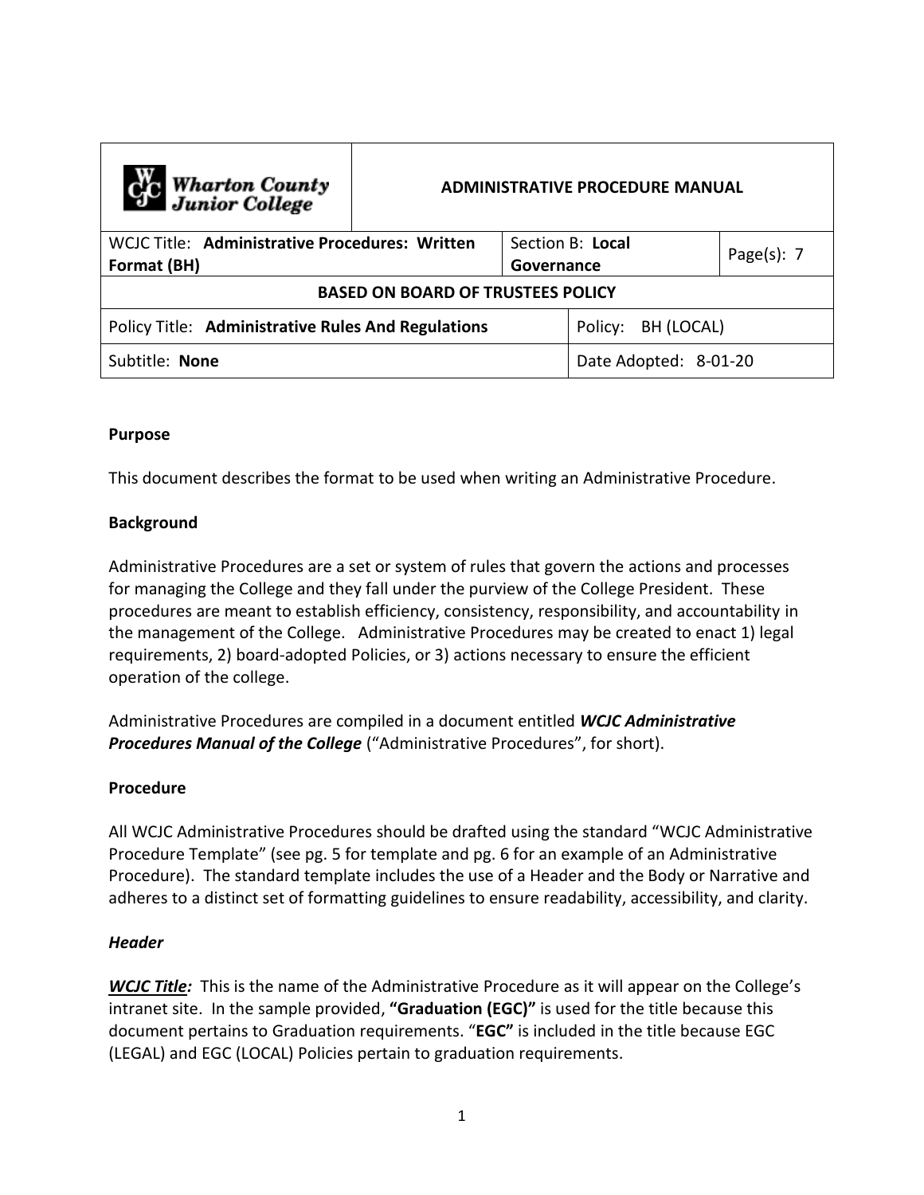| Wharton County Junior College | ADMINISTRATIVE PROCEDURE MANUAL | | |
|---|---|---|---|
| WCJC Title: **Administrative Procedures: Written Format (BH)** | | Section B: **Local Governance** | Page(s): 7 |
| **BASED ON BOARD OF TRUSTEES POLICY** | | | |
| Policy Title: **Administrative Rules And Regulations** | | Policy: BH (LOCAL) | |
| Subtitle: **None** | | Date Adopted: 8-01-20 | |

**Purpose**

This document describes the format to be used when writing an Administrative Procedure.

**Background**

Administrative Procedures are a set or system of rules that govern the actions and processes for managing the College and they fall under the purview of the College President. These procedures are meant to establish efficiency, consistency, responsibility, and accountability in the management of the College. Administrative Procedures may be created to enact 1) legal requirements, 2) board-adopted Policies, or 3) actions necessary to ensure the efficient operation of the college.

Administrative Procedures are compiled in a document entitled ***WCJC Administrative Procedures Manual of the College*** ("Administrative Procedures", for short).

**Procedure**

All WCJC Administrative Procedures should be drafted using the standard "WCJC Administrative Procedure Template" (see pg. 5 for template and pg. 6 for an example of an Administrative Procedure). The standard template includes the use of a Header and the Body or Narrative and adheres to a distinct set of formatting guidelines to ensure readability, accessibility, and clarity.

***Header***

***WCJC Title:*** This is the name of the Administrative Procedure as it will appear on the College's intranet site. In the sample provided, **"Graduation (EGC)"** is used for the title because this document pertains to Graduation requirements. "**EGC"** is included in the title because EGC (LEGAL) and EGC (LOCAL) Policies pertain to graduation requirements.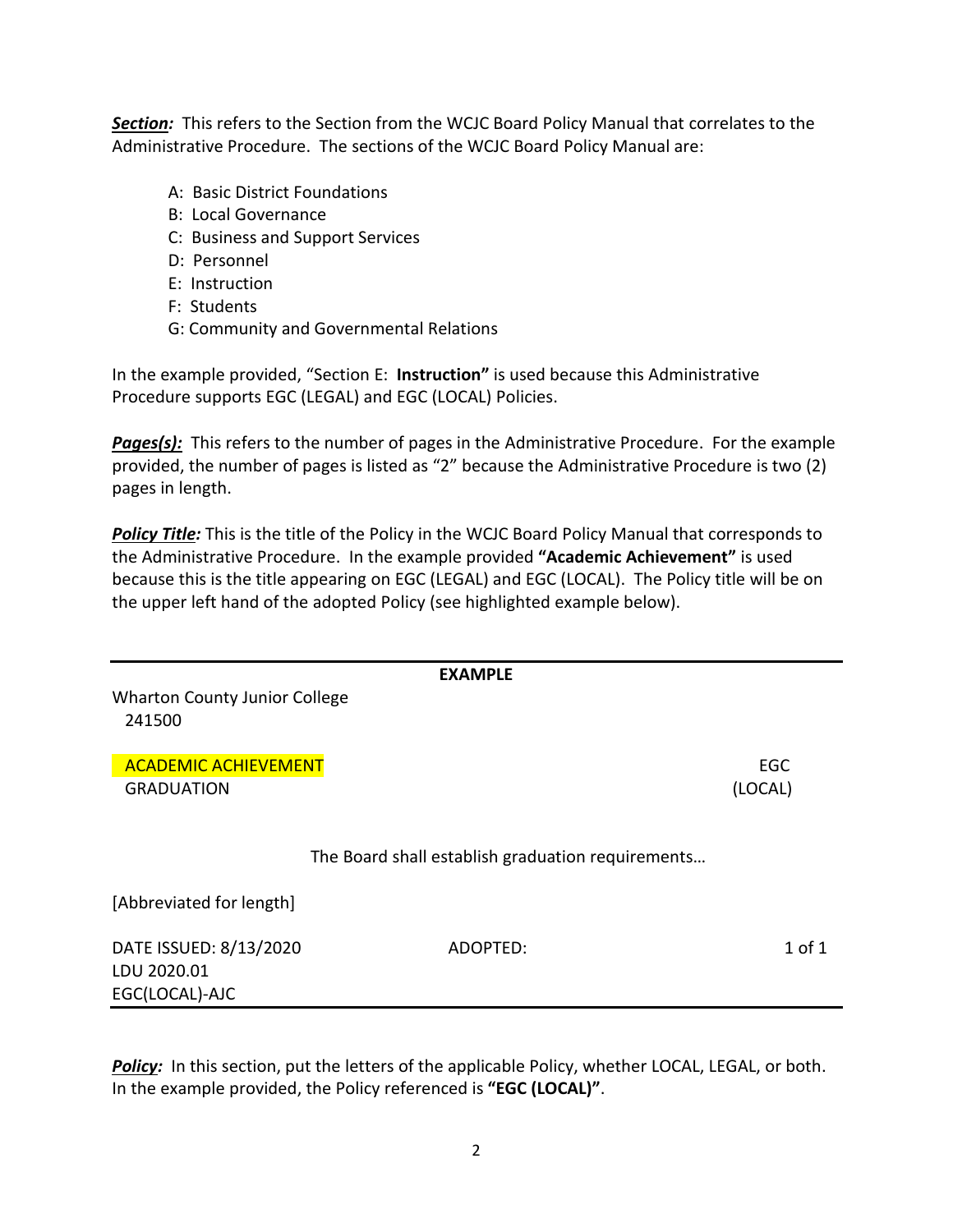***Section:*** This refers to the Section from the WCJC Board Policy Manual that correlates to the Administrative Procedure. The sections of the WCJC Board Policy Manual are:

- A: Basic District Foundations
- B: Local Governance
- C: Business and Support Services
- D: Personnel
- E: Instruction
- F: Students
- G: Community and Governmental Relations

In the example provided, "Section E: **Instruction"** is used because this Administrative Procedure supports EGC (LEGAL) and EGC (LOCAL) Policies.

***Pages(s):*** This refers to the number of pages in the Administrative Procedure. For the example provided, the number of pages is listed as "2" because the Administrative Procedure is two (2) pages in length.

***Policy Title:*** This is the title of the Policy in the WCJC Board Policy Manual that corresponds to the Administrative Procedure. In the example provided **"Academic Achievement"** is used because this is the title appearing on EGC (LEGAL) and EGC (LOCAL). The Policy title will be on the upper left hand of the adopted Policy (see highlighted example below).

---

**EXAMPLE**

Wharton County Junior College
241500

ACADEMIC ACHIEVEMENT — EGC
GRADUATION — (LOCAL)

The Board shall establish graduation requirements…

[Abbreviated for length]

DATE ISSUED: 8/13/2020 — ADOPTED: — 1 of 1
LDU 2020.01
EGC(LOCAL)-AJC

---

***Policy:*** In this section, put the letters of the applicable Policy, whether LOCAL, LEGAL, or both. In the example provided, the Policy referenced is **"EGC (LOCAL)"**.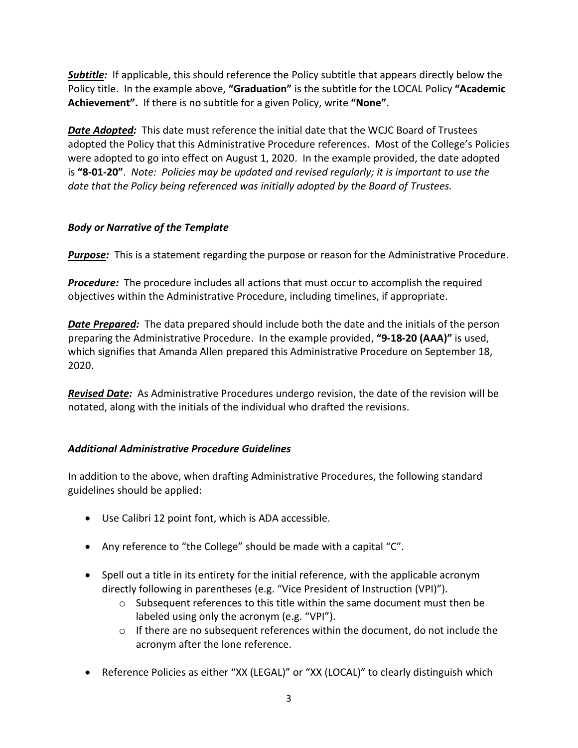***Subtitle:*** If applicable, this should reference the Policy subtitle that appears directly below the Policy title. In the example above, **"Graduation"** is the subtitle for the LOCAL Policy **"Academic Achievement".** If there is no subtitle for a given Policy, write **"None"**.

***Date Adopted:*** This date must reference the initial date that the WCJC Board of Trustees adopted the Policy that this Administrative Procedure references. Most of the College's Policies were adopted to go into effect on August 1, 2020. In the example provided, the date adopted is **"8-01-20"**. *Note: Policies may be updated and revised regularly; it is important to use the date that the Policy being referenced was initially adopted by the Board of Trustees.*

### *Body or Narrative of the Template*

***Purpose:*** This is a statement regarding the purpose or reason for the Administrative Procedure.

***Procedure:*** The procedure includes all actions that must occur to accomplish the required objectives within the Administrative Procedure, including timelines, if appropriate.

***Date Prepared:*** The data prepared should include both the date and the initials of the person preparing the Administrative Procedure. In the example provided, **"9-18-20 (AAA)"** is used, which signifies that Amanda Allen prepared this Administrative Procedure on September 18, 2020.

***Revised Date:*** As Administrative Procedures undergo revision, the date of the revision will be notated, along with the initials of the individual who drafted the revisions.

### *Additional Administrative Procedure Guidelines*

In addition to the above, when drafting Administrative Procedures, the following standard guidelines should be applied:

- Use Calibri 12 point font, which is ADA accessible.
- Any reference to "the College" should be made with a capital "C".
- Spell out a title in its entirety for the initial reference, with the applicable acronym directly following in parentheses (e.g. "Vice President of Instruction (VPI)").
  - Subsequent references to this title within the same document must then be labeled using only the acronym (e.g. "VPI").
  - If there are no subsequent references within the document, do not include the acronym after the lone reference.
- Reference Policies as either "XX (LEGAL)" or "XX (LOCAL)" to clearly distinguish which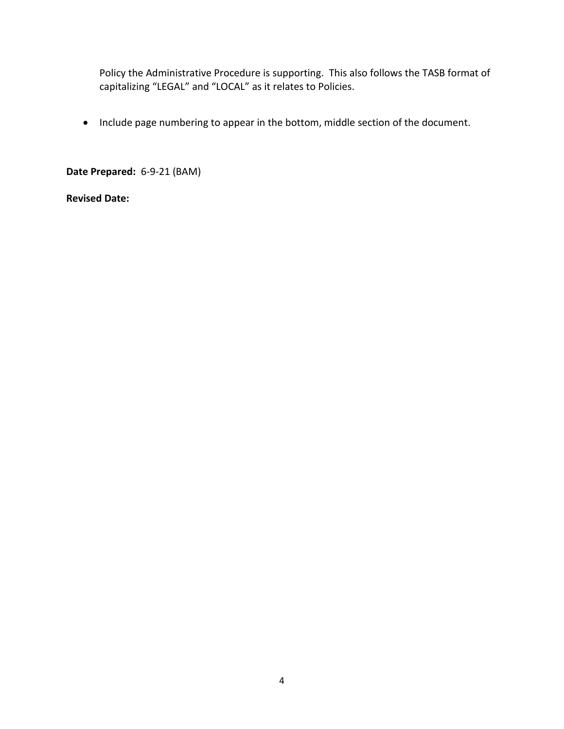Policy the Administrative Procedure is supporting.  This also follows the TASB format of capitalizing “LEGAL” and “LOCAL” as it relates to Policies.

- Include page numbering to appear in the bottom, middle section of the document.

**Date Prepared:** 6-9-21 (BAM)

**Revised Date:**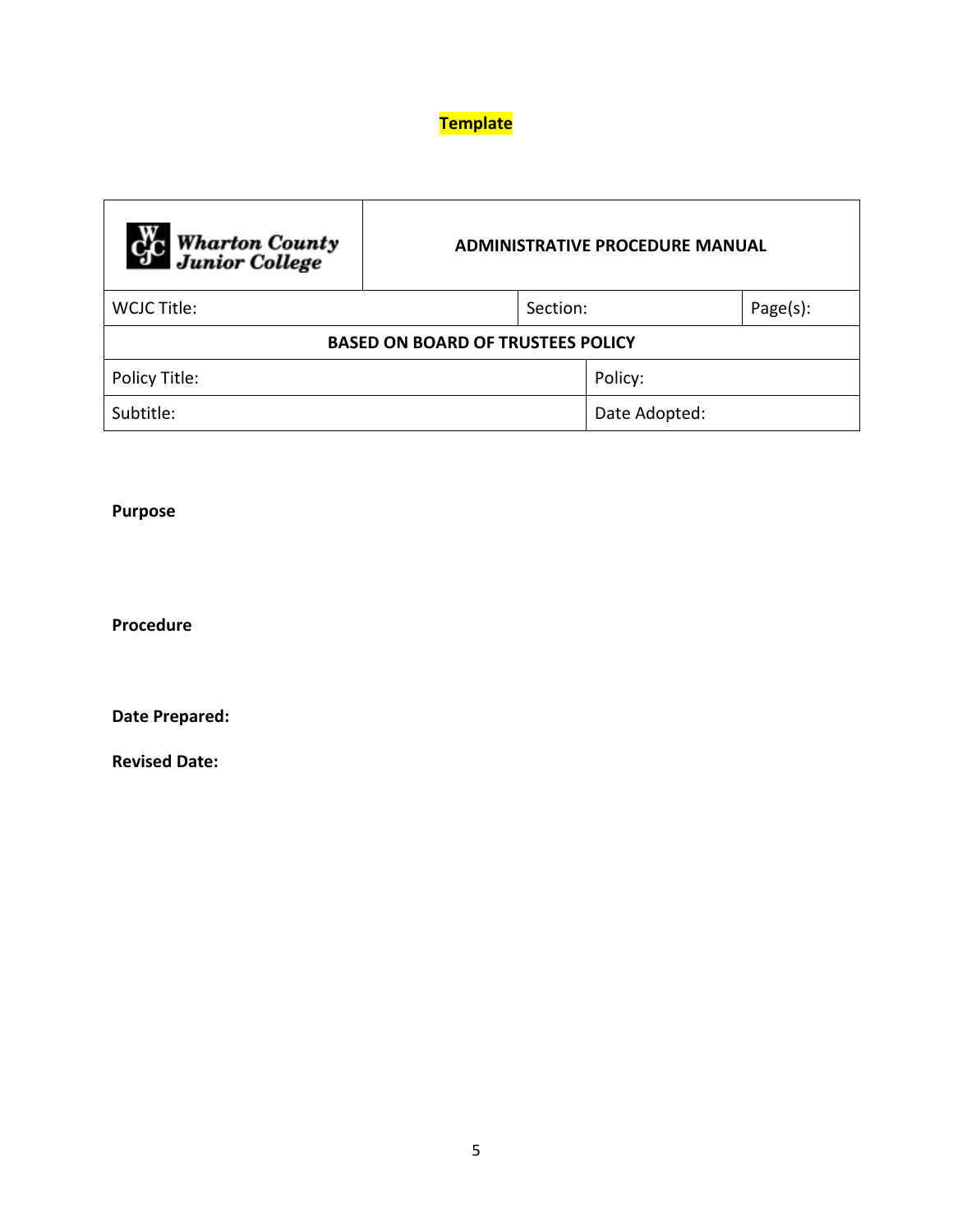**Template**

| Wharton County Junior College | ADMINISTRATIVE PROCEDURE MANUAL | |
|---|---|---|
| WCJC Title: | Section: | Page(s): |
| **BASED ON BOARD OF TRUSTEES POLICY** | | |
| Policy Title: | Policy: | |
| Subtitle: | Date Adopted: | |

**Purpose**

**Procedure**

**Date Prepared:**

**Revised Date:**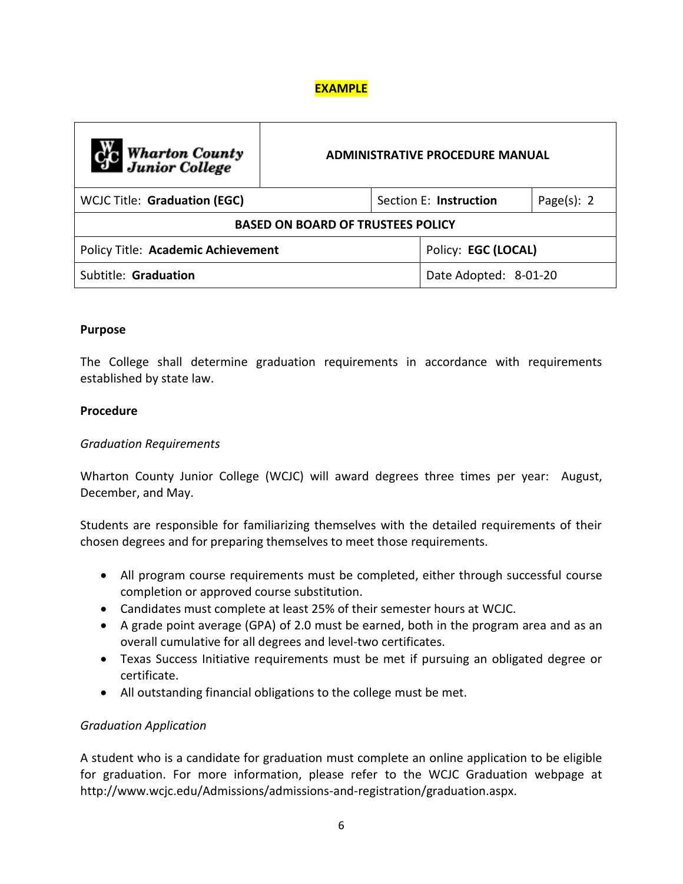**EXAMPLE**

| Wharton County Junior College | ADMINISTRATIVE PROCEDURE MANUAL | | |
|---|---|---|---|
| WCJC Title: **Graduation (EGC)** | Section E: **Instruction** | | Page(s): 2 |
| **BASED ON BOARD OF TRUSTEES POLICY** | | | |
| Policy Title: **Academic Achievement** | | Policy: **EGC (LOCAL)** | |
| Subtitle: **Graduation** | | Date Adopted: 8-01-20 | |

**Purpose**

The College shall determine graduation requirements in accordance with requirements established by state law.

**Procedure**

*Graduation Requirements*

Wharton County Junior College (WCJC) will award degrees three times per year: August, December, and May.

Students are responsible for familiarizing themselves with the detailed requirements of their chosen degrees and for preparing themselves to meet those requirements.

- All program course requirements must be completed, either through successful course completion or approved course substitution.
- Candidates must complete at least 25% of their semester hours at WCJC.
- A grade point average (GPA) of 2.0 must be earned, both in the program area and as an overall cumulative for all degrees and level-two certificates.
- Texas Success Initiative requirements must be met if pursuing an obligated degree or certificate.
- All outstanding financial obligations to the college must be met.

*Graduation Application*

A student who is a candidate for graduation must complete an online application to be eligible for graduation. For more information, please refer to the WCJC Graduation webpage at http://www.wcjc.edu/Admissions/admissions-and-registration/graduation.aspx.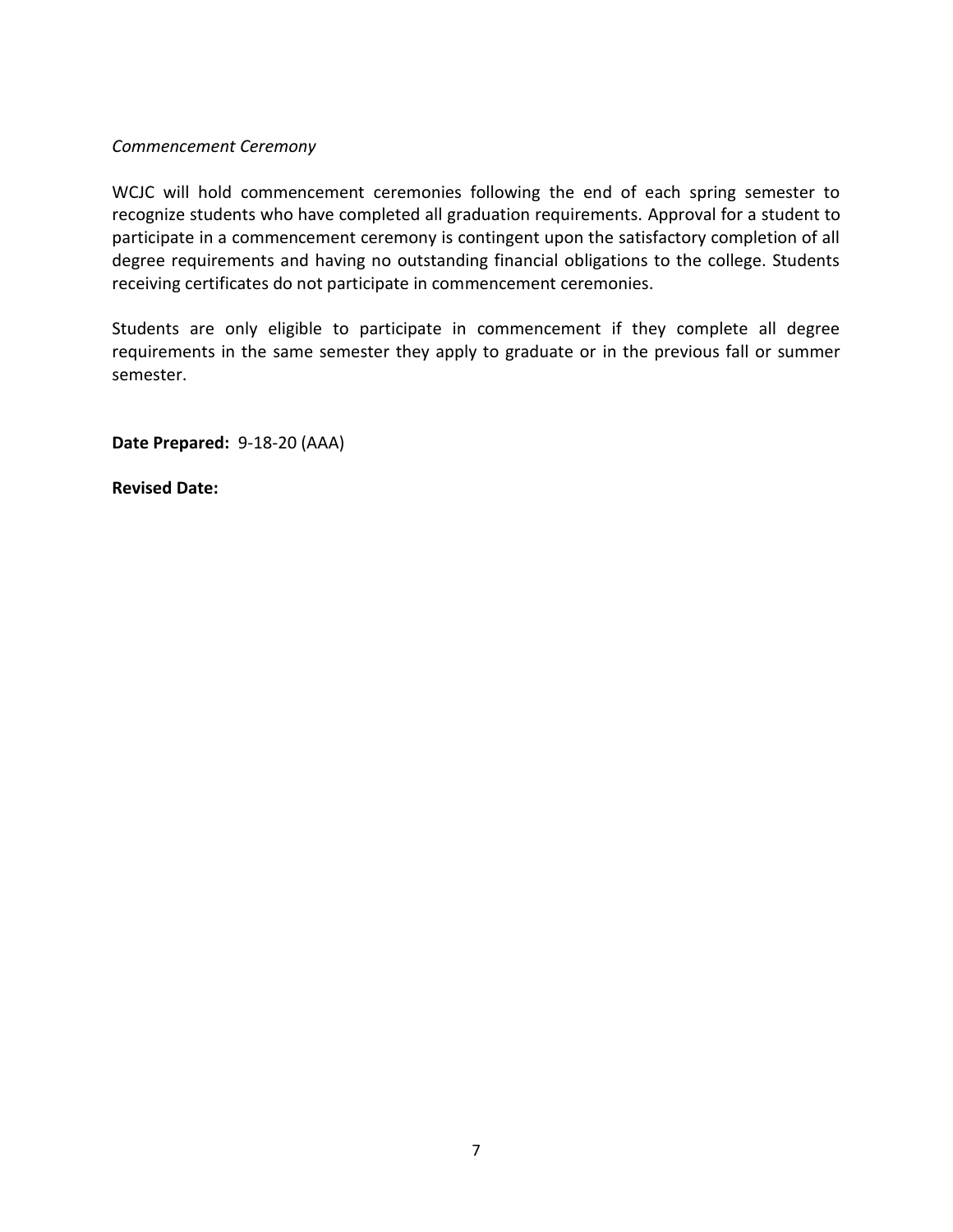*Commencement Ceremony*

WCJC will hold commencement ceremonies following the end of each spring semester to recognize students who have completed all graduation requirements. Approval for a student to participate in a commencement ceremony is contingent upon the satisfactory completion of all degree requirements and having no outstanding financial obligations to the college. Students receiving certificates do not participate in commencement ceremonies.

Students are only eligible to participate in commencement if they complete all degree requirements in the same semester they apply to graduate or in the previous fall or summer semester.

**Date Prepared:** 9-18-20 (AAA)

**Revised Date:**